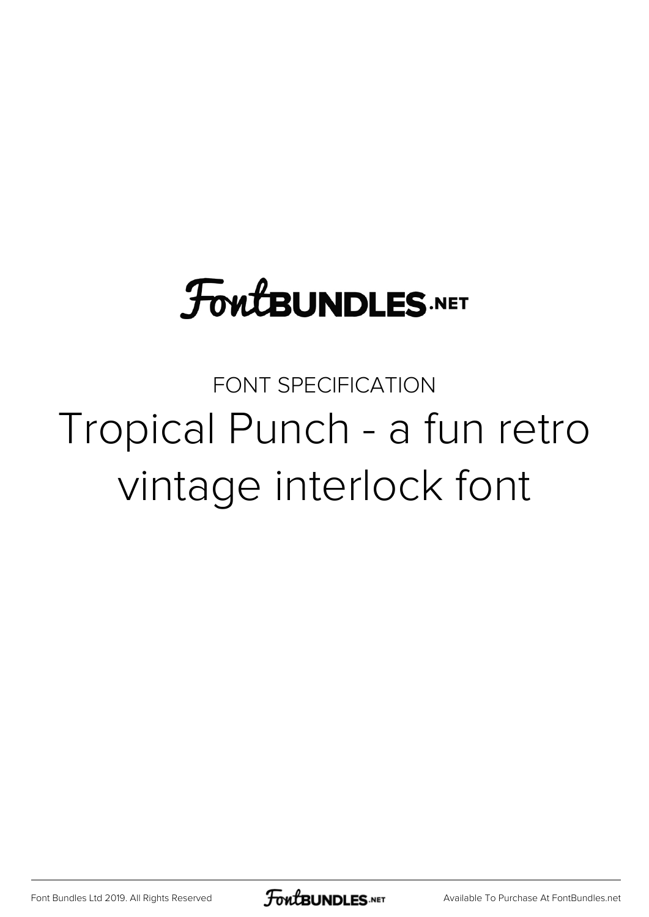FontBUNDLES.NET

FONT SPECIFICATION

# Tropical Punch - a fun retro vintage interlock font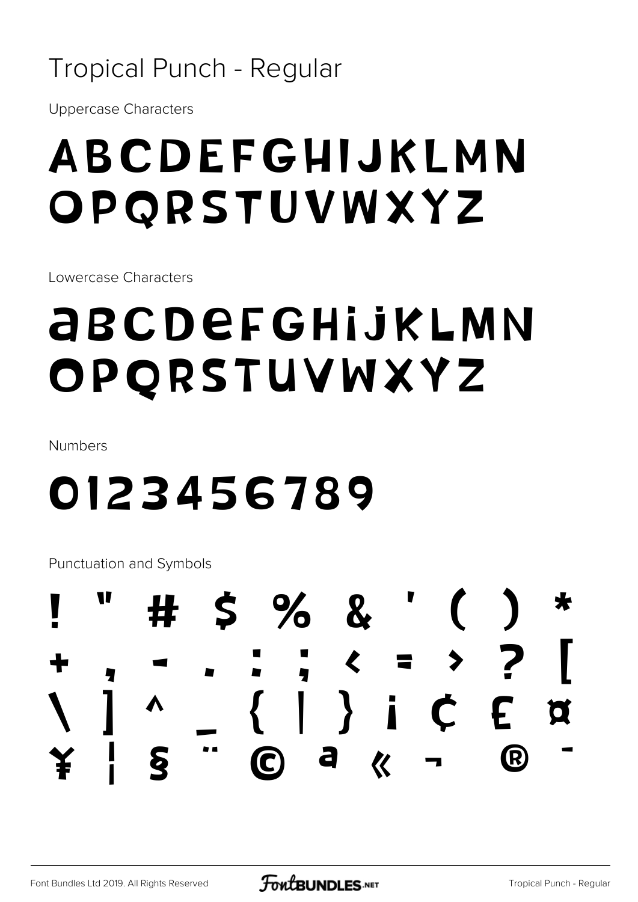# Tropical Punch - Regular

Uppercase Characters

ABCDEFGHIJKLMN
OPQRSTUVWXYZ

Lowercase Characters

abcdefghijklmn
opqrstuvwxyz

Numbers

0123456789

Punctuation and Symbols

! " # $ % & ' ( ) *
+ , - . : ; < = > ? [
\ ] ^ _ { | } ¡ ¢ £ ¤
¥ ¦ § ¨ © ª « ¬ ® ¯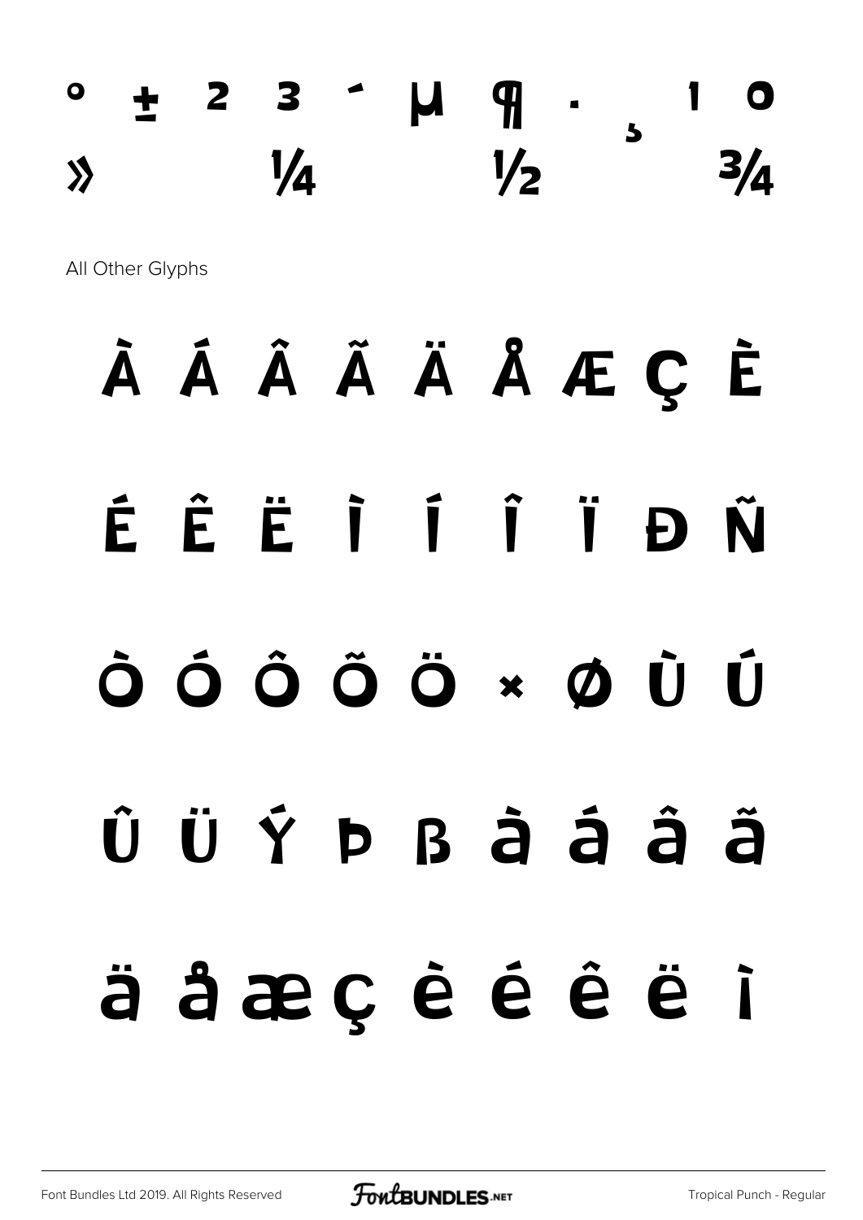° ± ² ³ ´ µ ¶ · ¸ ¹ º
» ¼ ½ ¾

All Other Glyphs

À Á Â Ã Ä Å Æ Ç È

É Ê Ë Ì Í Î Ï Ð Ñ

Ò Ó Ô Õ Ö × Ø Ù Ú

Û Ü Ý Þ ß à á â ã

ä å æ ç è é ê ë ì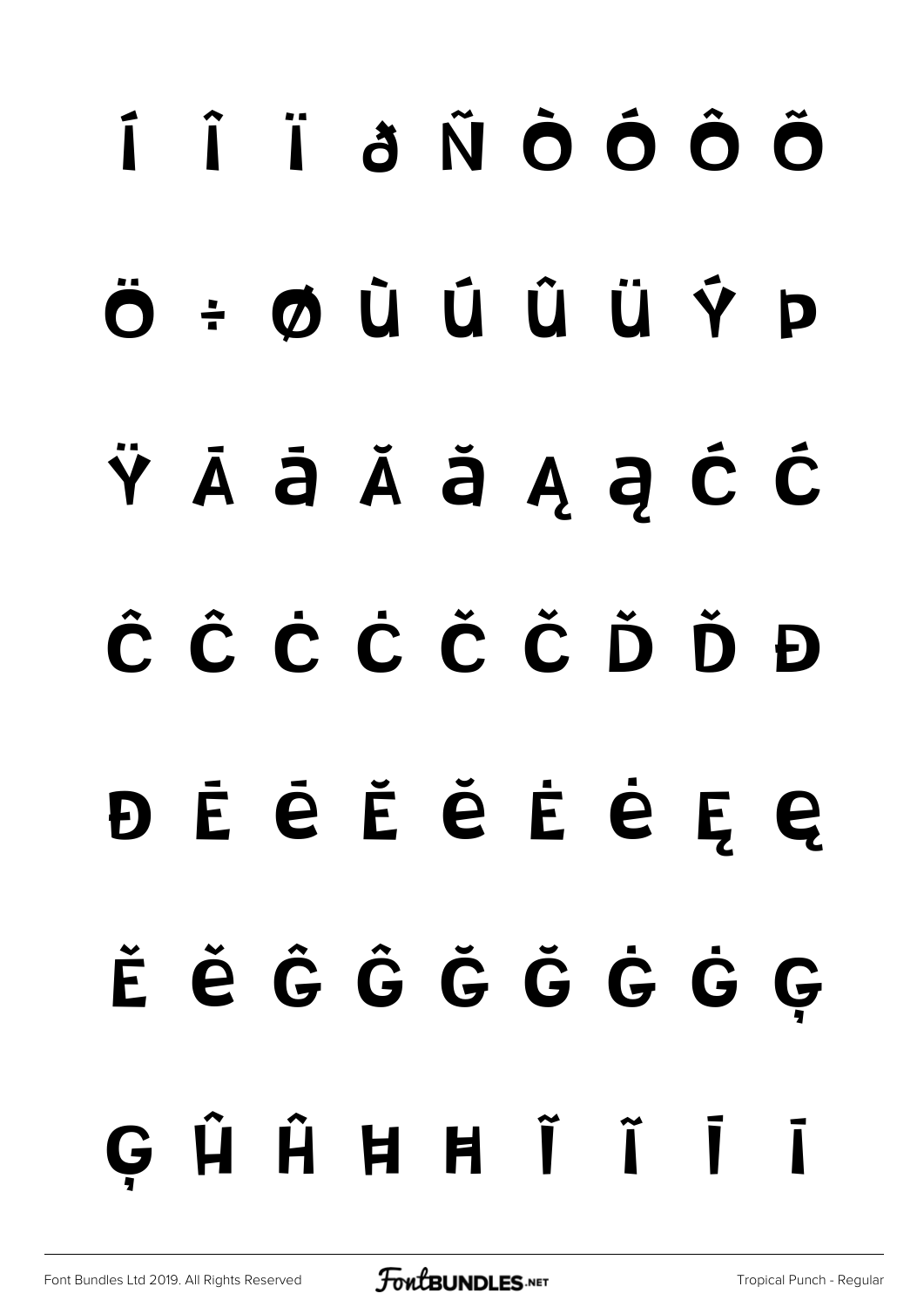Í Î Ï ð Ñ Ò Ó Ô Õ

Ö ÷ Ø Ù Ú Û Ü Ý Þ

Ÿ Ā ā Ă ă Ą ą Ć ć

Ĉ ĉ Ċ ċ Č č Ď ď Đ

đ Ē ē Ĕ ĕ Ė ė Ę ę

Ě ě Ĝ ĝ Ğ ğ Ġ ġ Ģ

ģ Ĥ ĥ Ħ ħ Ĩ ĩ Ī ī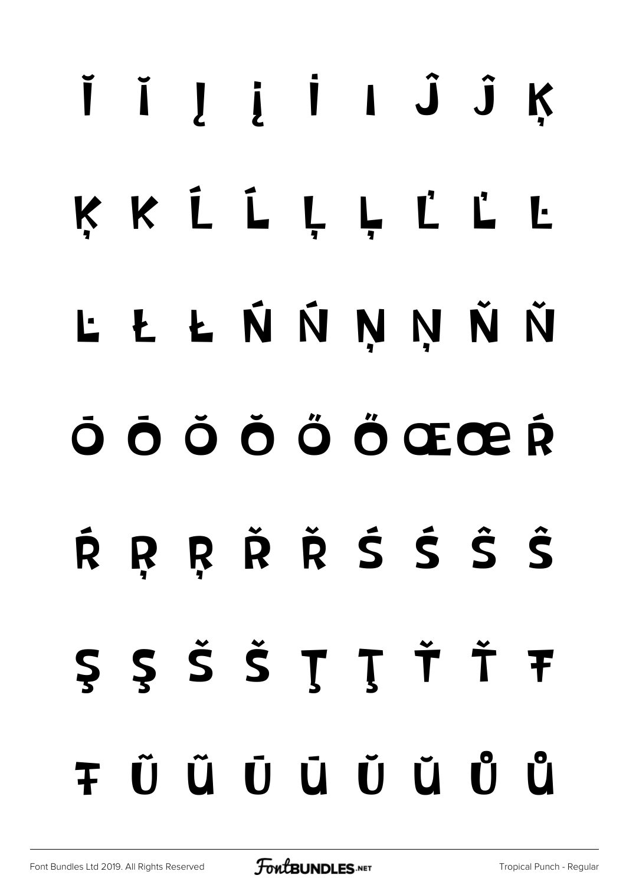Ĭ Ĭ Į Į İ ı Ĵ Ĵ Ķ

Ķ ĸ Ĺ Ĺ Ļ Ļ Ľ Ľ Ŀ

Ŀ Ł Ł Ń Ń Ņ Ņ Ň Ň

Ō Ō Ŏ Ŏ Ő Ő Œ œ Ŕ

Ŕ Ŗ Ŗ Ř Ř Ś Ś Ŝ Ŝ

Ş Ş Š Š Ţ Ţ Ť Ť Ŧ

Ŧ Ũ Ũ Ū Ū Ŭ Ŭ Ů Ů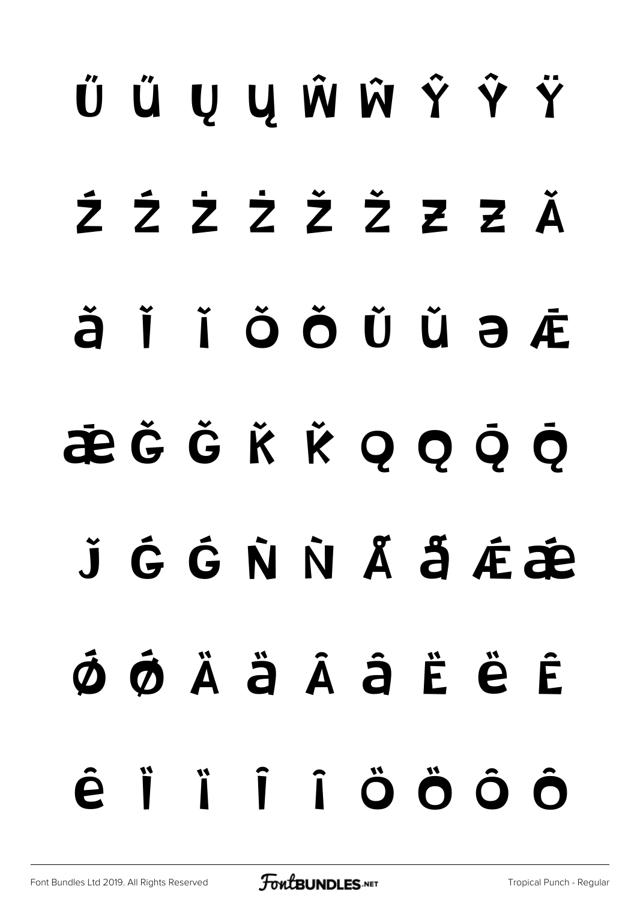Ű ű Ų ų Ŵ ŵ Ŷ ŷ Ÿ

Ź ź Ż ż Ž ž Ƶ ƶ Ǎ

ǎ Ǐ ǐ Ǒ ǒ Ǔ ǔ ə Ǣ

ǣ Ǧ ǧ Ǩ ǩ Ǫ ǫ Ǭ ǭ

ǰ Ǵ ǵ Ǹ ǹ Ǻ ǻ Ǽ ǽ

Ǿ ǿ Ȁ ȁ Ȃ ȃ Ȅ ȅ Ȇ

ȇ Ȉ ȉ Ȋ ȋ Ȍ ȍ Ȏ ȏ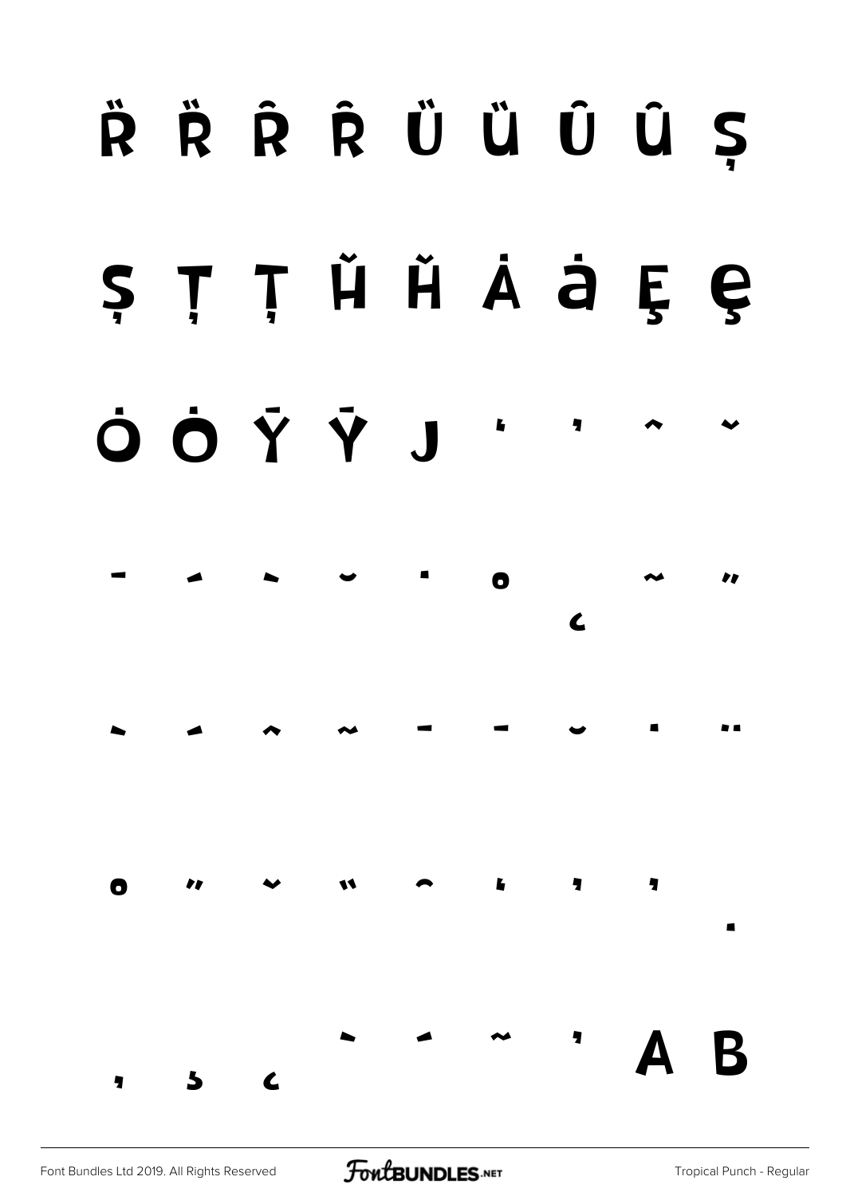Ȑ ȑ Ȓ ȓ Ȕ ȕ Ȗ ȗ Ș

ș Ț ț Ȟ ȟ Ȧ ȧ Ȩ ȩ

Ȯ ȯ Ȳ ȳ ȷ ʻ ʼ ˆ ˇ

ˉ ˊ ˋ ˘ ˙ ˚ ˛ ˜ ˝

̀ ́ ̂ ̃ ̄ ̅ ̆ ̇ ̈

̊ ̋ ̌ ̏ ̑ ̒ ̓ ̔ ̣

̦ ̧ ̨ ˋ ˊ ˜ ʼ A B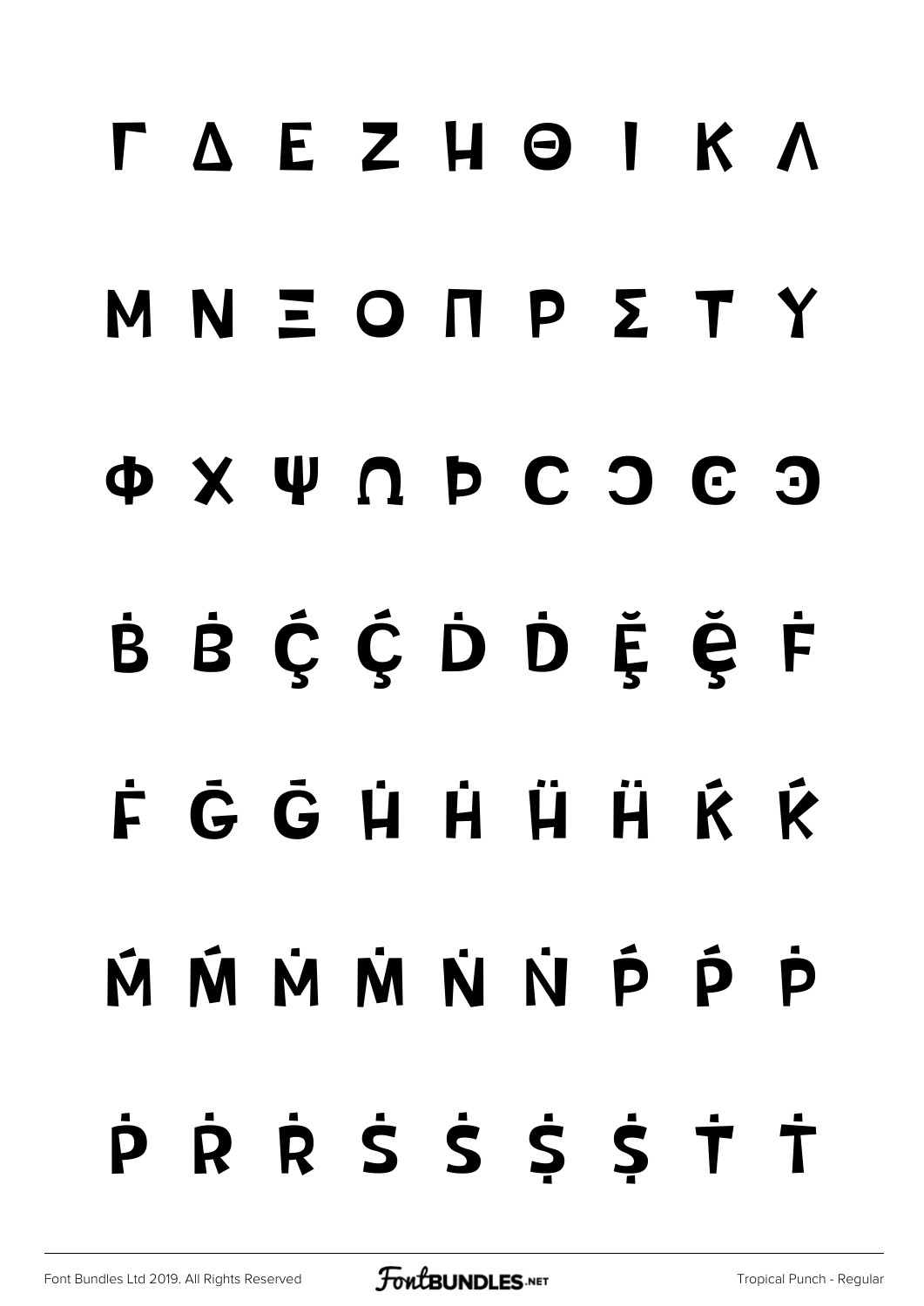Γ Δ Ε Ζ Η Θ Ι Κ Λ

Μ Ν Ξ Ο Π Ρ Σ Τ Υ

Φ Χ Ψ Ω Ϸ Ϲ Ͻ Ͼ Ͽ

Ḃ Ḃ Ḉ Ḉ Ḋ Ḋ Ḝ Ḝ Ḟ

Ḟ Ḡ Ḡ Ḣ Ḣ Ḧ Ḧ Ḱ Ḱ

Ḿ Ḿ Ṁ Ṁ Ṅ Ṅ Ṕ Ṕ Ṗ

Ṗ Ṙ Ṙ Ṡ Ṡ Ṩ Ṩ Ṫ Ṫ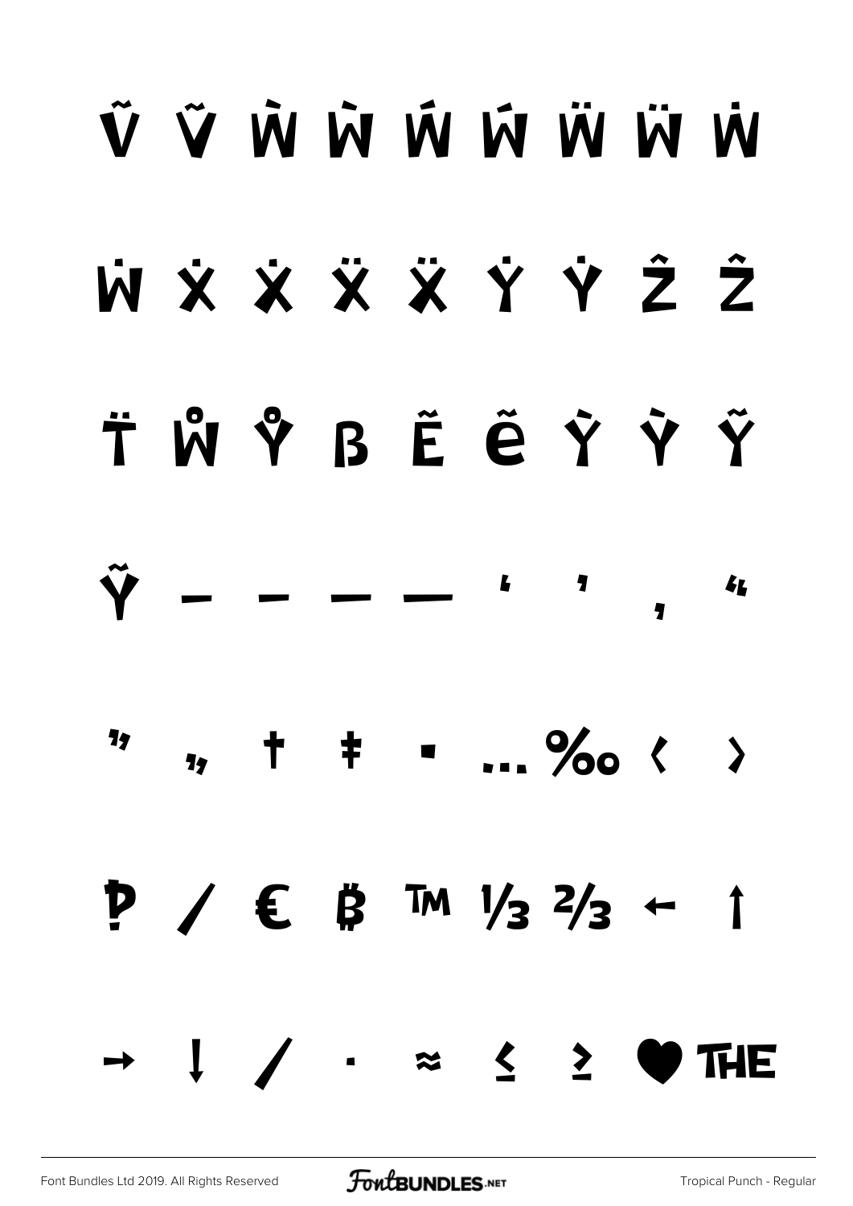Ṽ ṽ Ẁ ẁ Ẃ ẃ Ẅ ẅ Ẇ

ẇ Ẋ ẋ Ẍ ẍ Ẏ ẏ Ẑ ẑ

ẗ ẘ ẙ ẞ Ẽ ẽ Ỳ ỳ Ỹ

ỹ ‒ – — ― ' ' ‚ "

" „ † ‡ • … ‰ ‹ ›

₱ ⁄ € ฿ ™ ⅓ ⅔ ← ↑

→ ↓ ∕ ∙ ≈ ≤ ≥ ♥ THE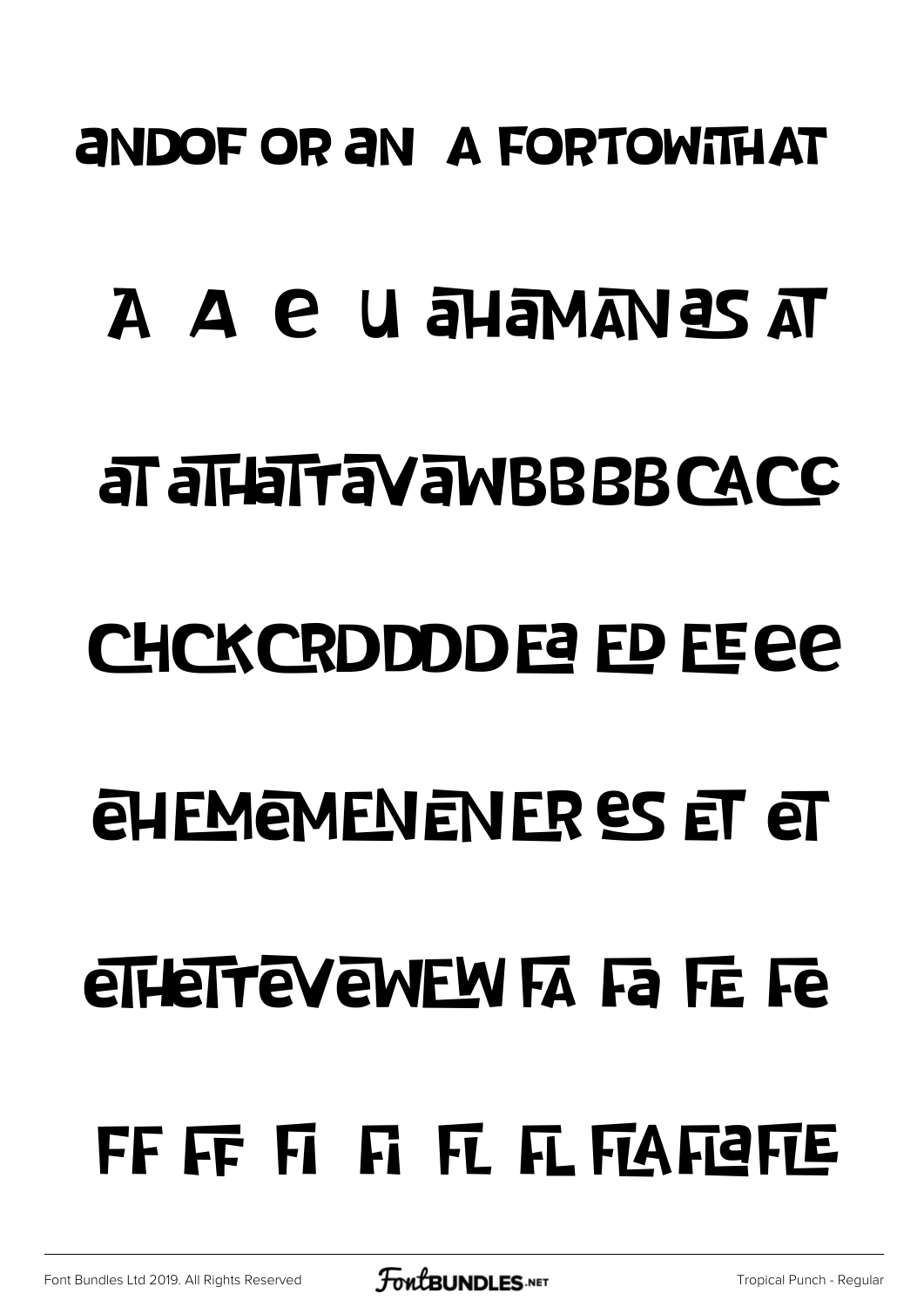aNDOF OR aN A FORTOWiTHAT

A A e U aHaMANaS AT

aT aTHaTTaVaWBBBBCACC

CHCKCRDDDDEa ED EEee

eHEMeMENENER eS ET eT

eTHeTTeVeWEW FA Fa FE Fe

FF FF Fi Fi FL FL FLAFLaFLE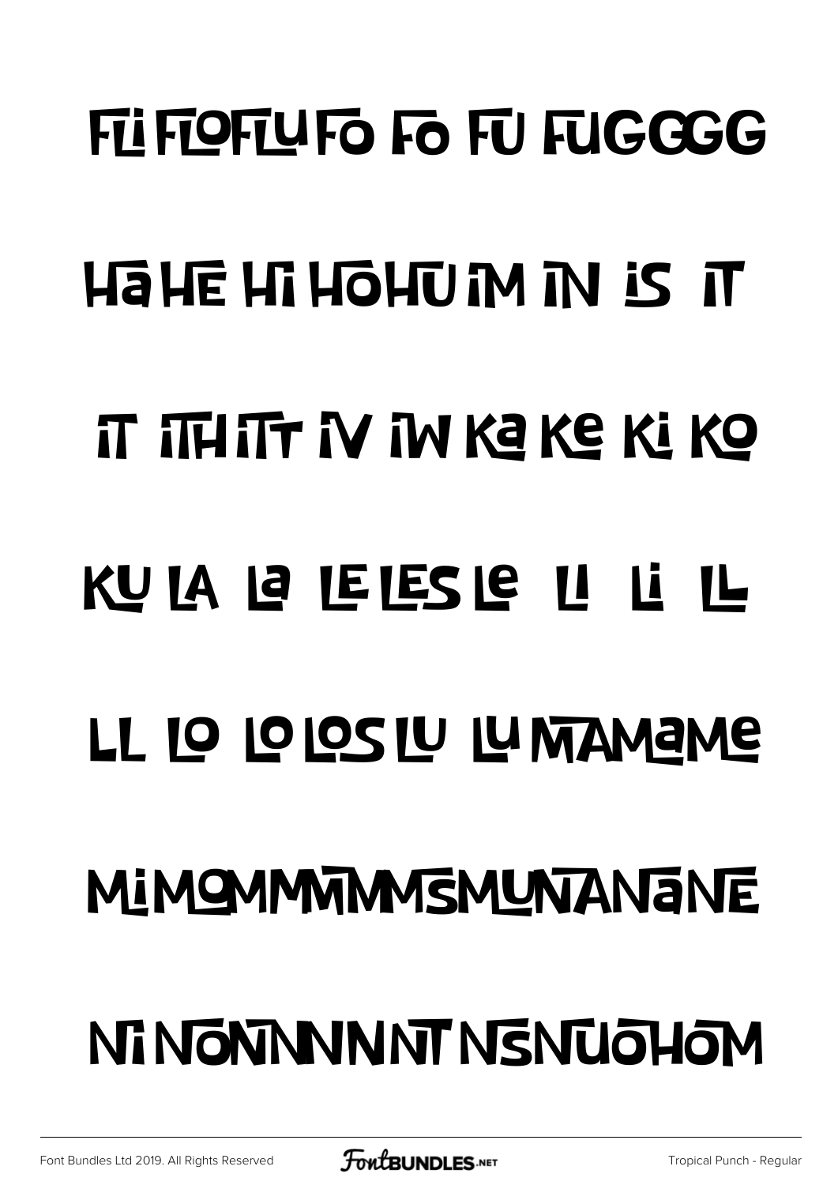FLI FLOFLU FO FO FU FUGGGG

Ha HE Hi HOHU iM iN iS iT

iT iTH iTT iV iW Ka Ke Ki KO

KU LA La LE LES Le LI Li LL

LL LO LO LOS LU LU MAMaMe

MiMOMMMMMSMUNANaNE

Ni NONNNNNT NSNUOHOM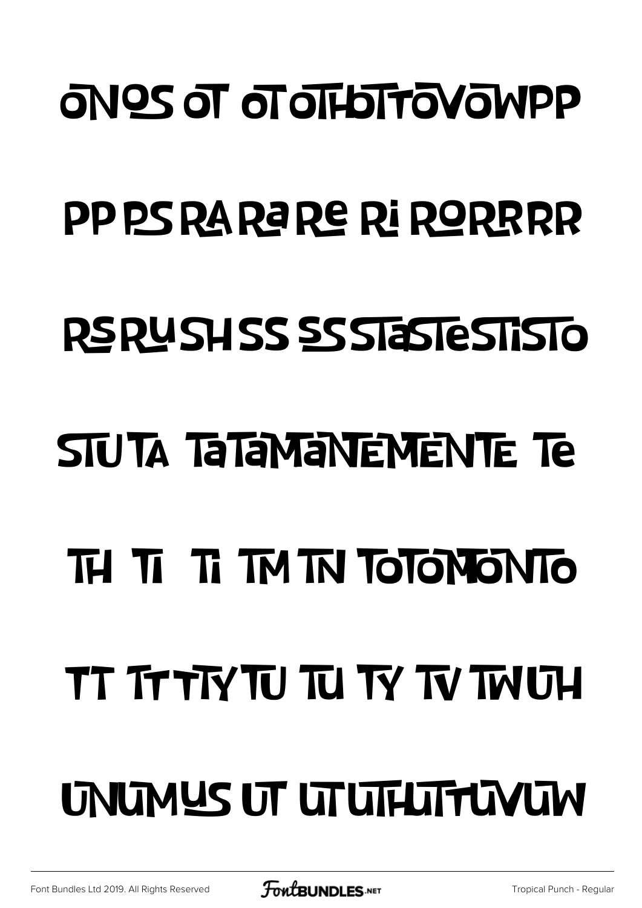ONOS OT OT OTHOTTOVOWPP

PP PS RA Ra Re Ri RORRRR

RS RU SH SS SS STaSTeSTiSTO

STU TA TaTaMaNTEMENTE Te

TH TI Ti TM TN TOTOMONTO

TT TT TTY TU TU TY TV TW UH

UNUMUS UT UTUTHUTTUVUW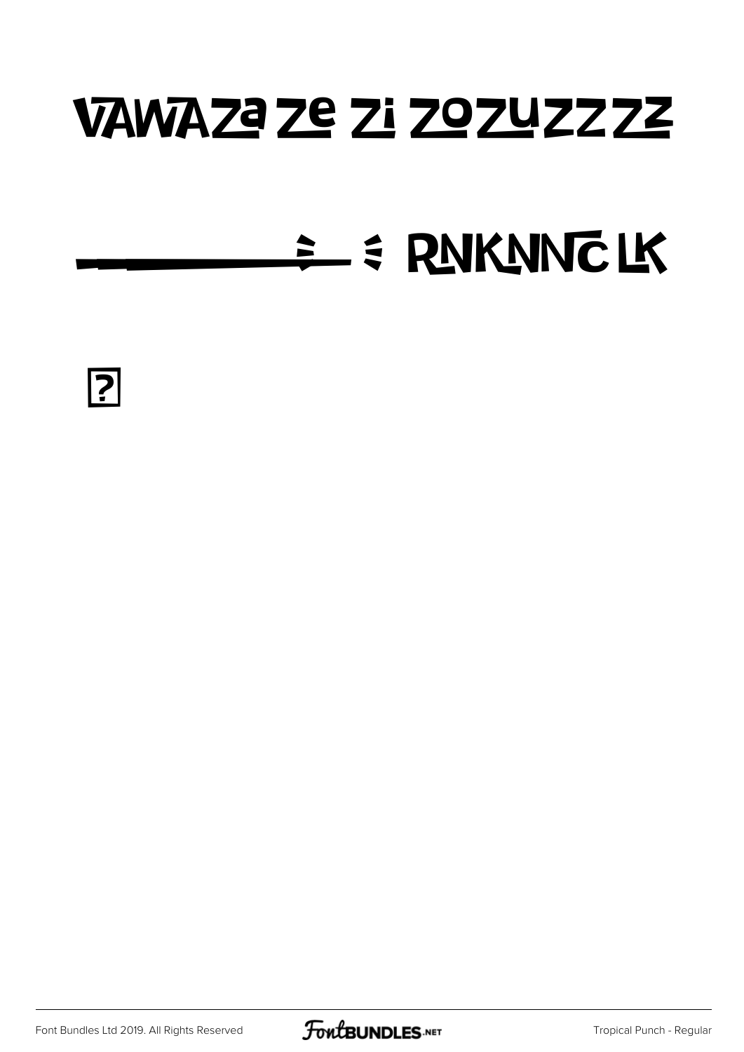VAWAZa Ze Zi ZOZUZZZZ

—————— ≥ — ≤ RNKNNC LK

?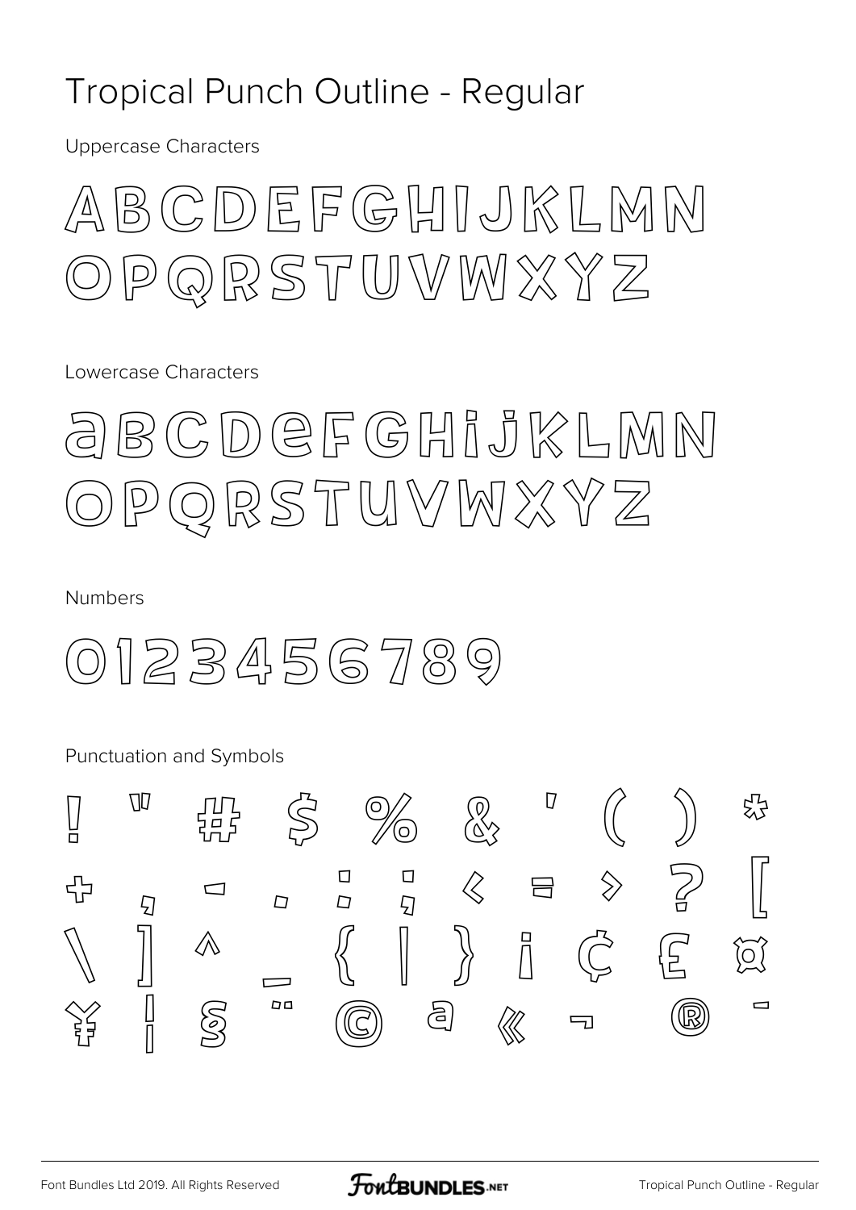# Tropical Punch Outline - Regular

Uppercase Characters

ABCDEFGHIJKLMN
OPQRSTUVWXYZ

Lowercase Characters

abcdefghijklmn
opqrstuvwxyz

Numbers

0123456789

Punctuation and Symbols

! " # $ % & ' ( ) *
+ , - . : ; < = > ? [
\ ] ^ _ { | } ¡ ¢ £ ¤
¥ ¦ § ¨ © ª « ¬ ® ¯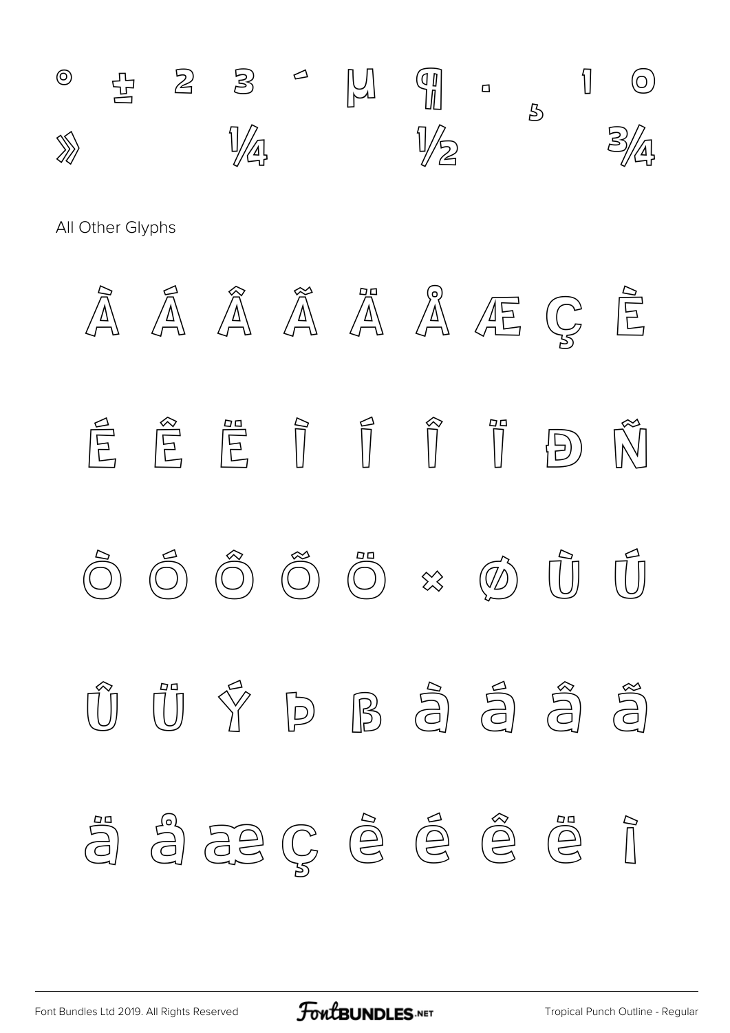° ± ² ³ ´ µ ¶ · ¸ ¹ º

» ¼ ½ ¾

All Other Glyphs

À Á Â Ã Ä Å Æ Ç È

É Ê Ë Ì Í Î Ï Ð Ñ

Ò Ó Ô Õ Ö × Ø Ù Ú

Û Ü Ý Þ ß à á â ã

ä å æ ç è é ê ë ì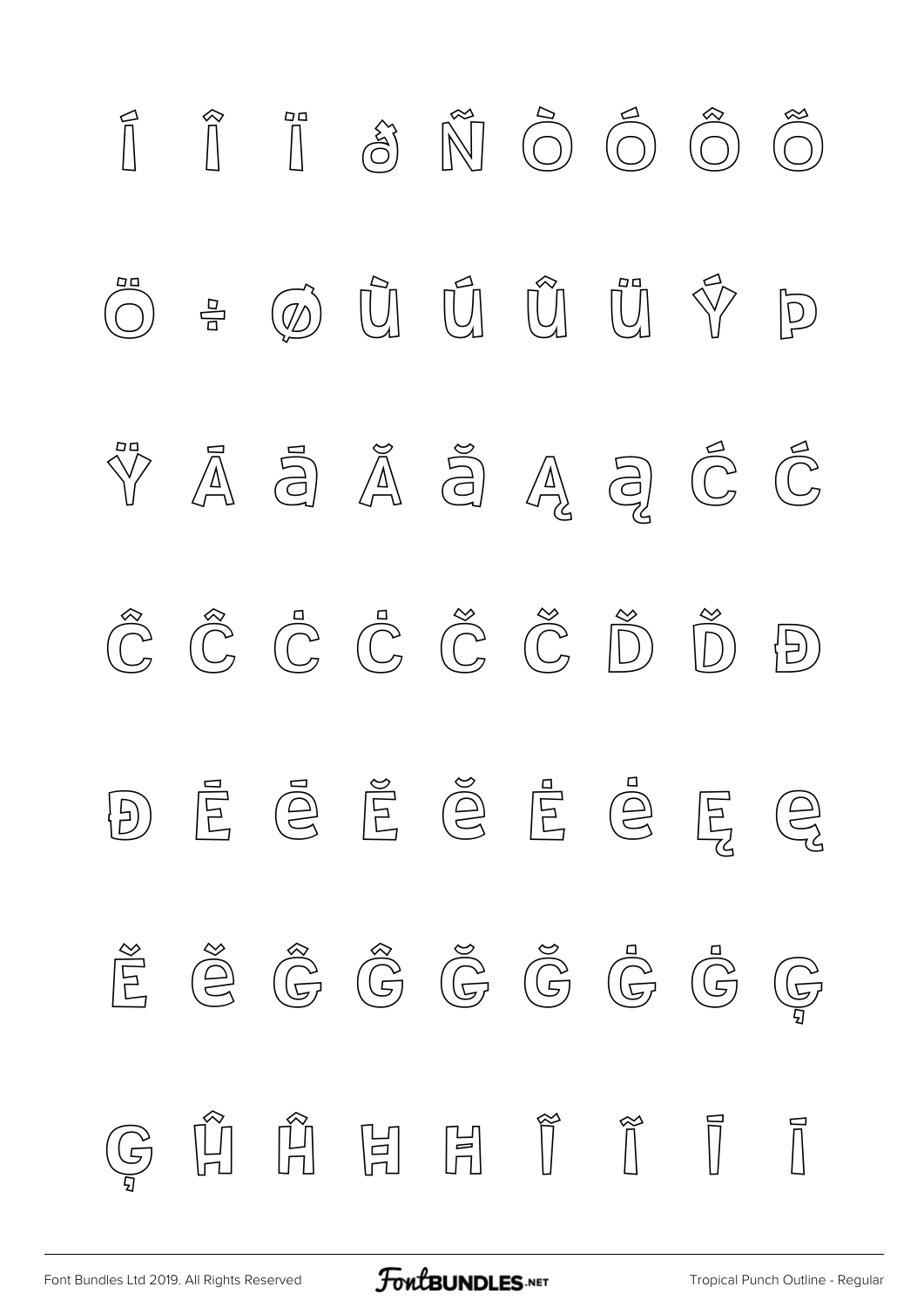Í Î Ï ð Ñ Ò Ó Ô Õ

Ö ÷ ø Ù Ú Û Ü Ý þ

Ÿ Ā ā Ă ă Ą ą Ć ć

Ĉ ĉ Ċ ċ Č č Ď ď Đ

đ Ē ē Ĕ ĕ Ė ė Ę ę

Ě ě Ĝ ĝ Ğ ğ Ġ ġ Ģ

ģ Ĥ ĥ Ħ ħ Ĩ ĩ Ī ī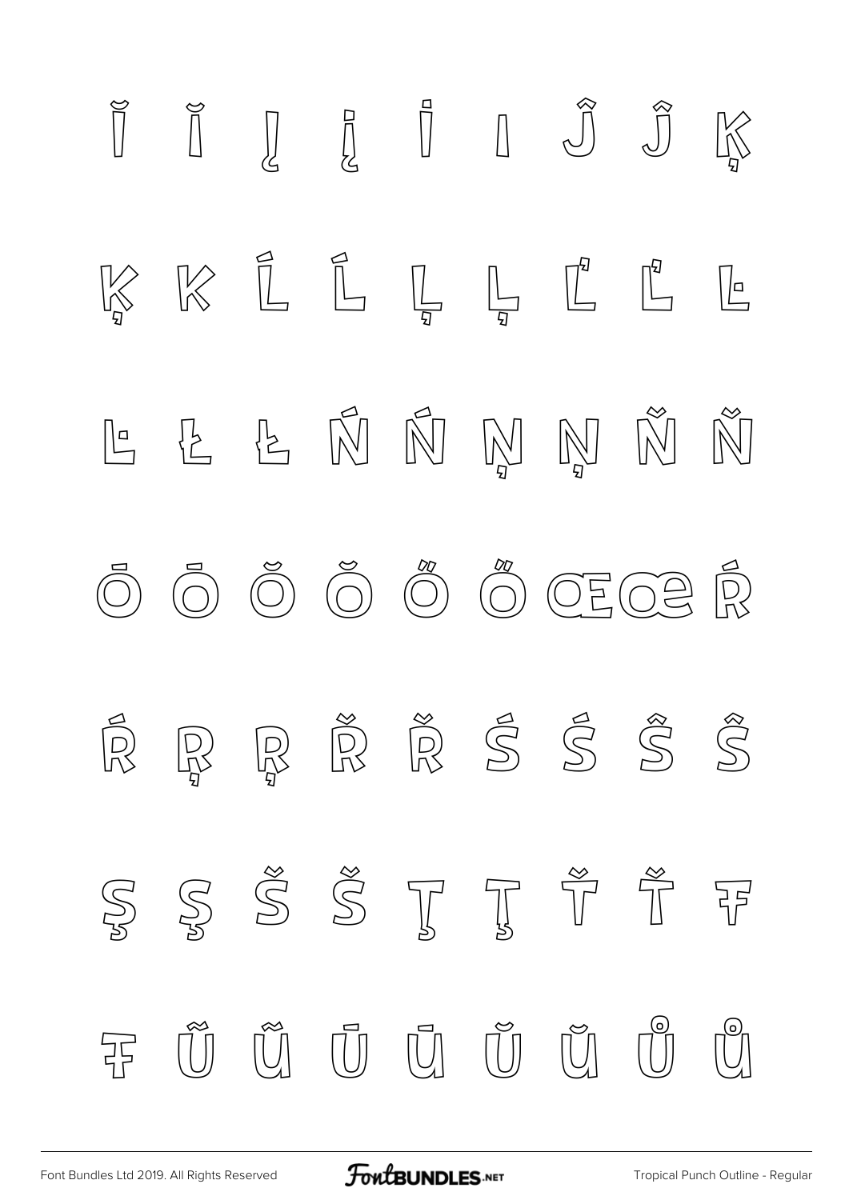Ĩ ĩ Į į İ ı Ĵ ĵ Ķ

ķ ĸ Ĺ ĺ Ļ ļ Ľ ľ Ŀ

ŀ Ł ł Ń ń Ņ ņ Ň ň

Ō ō Ŏ ŏ Ő ő Œ œ Ŕ

ŕ Ŗ ŗ Ř ř Ś ś Ŝ ŝ

Ş ş Š š Ţ ţ Ť ť Ŧ

ŧ Ũ ũ Ū ū Ŭ ŭ Ů ů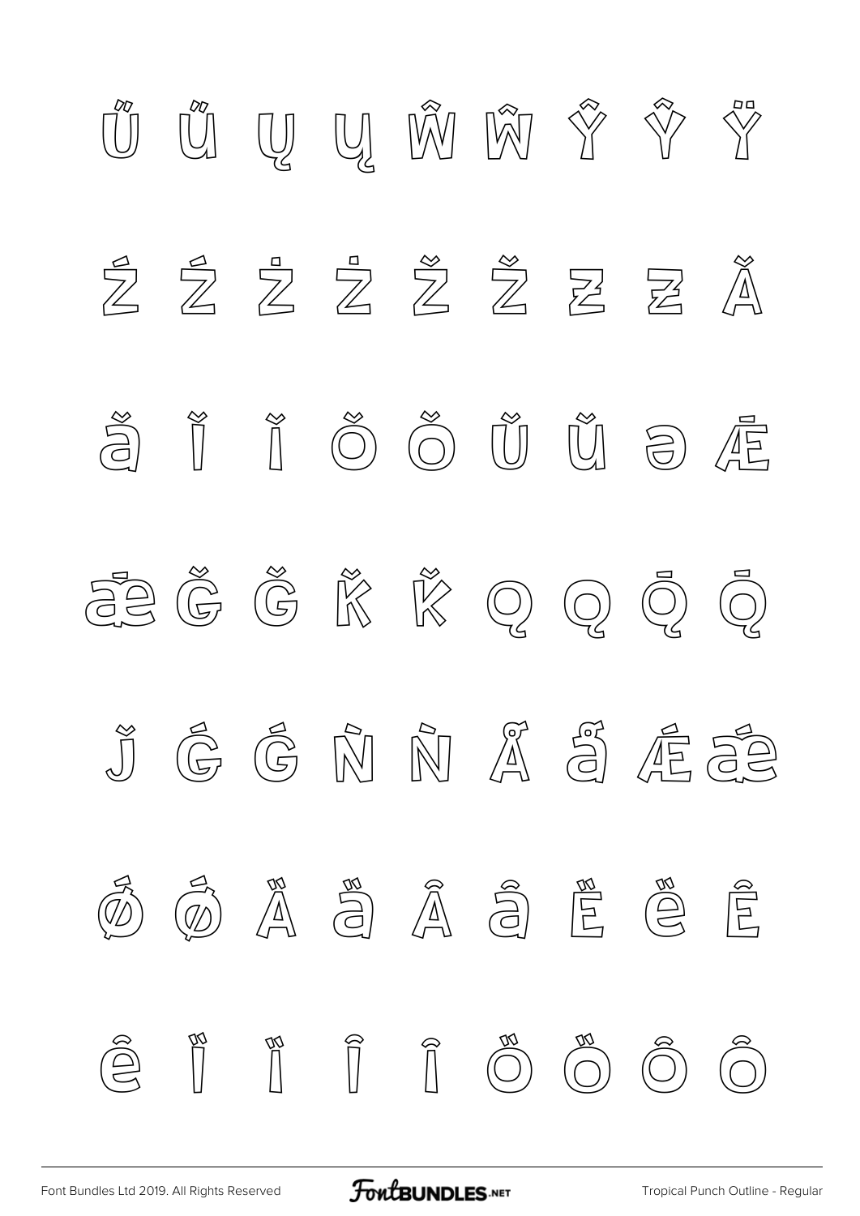Ű Ű Ų Ų Ŵ Ŵ Ŷ Ŷ Ÿ

Ź Ź Ż Ż Ž Ž Ƶ Ƶ Ǎ

ǎ Ǐ Ǐ Ǒ Ǒ Ǔ Ǔ ə Ǣ

ǣ Ǧ Ǧ Ǩ Ǩ Ǫ Ǫ Ǭ Ǭ

ǰ Ǵ Ǵ Ǹ Ǹ Ǻ ǻ Ǽ ǽ

Ǿ ǿ Ȁ ȁ Ȃ ȃ Ȅ ȅ Ȇ

ȇ Ȉ Ȉ Ȋ Ȋ Ȍ Ȍ Ȏ Ȏ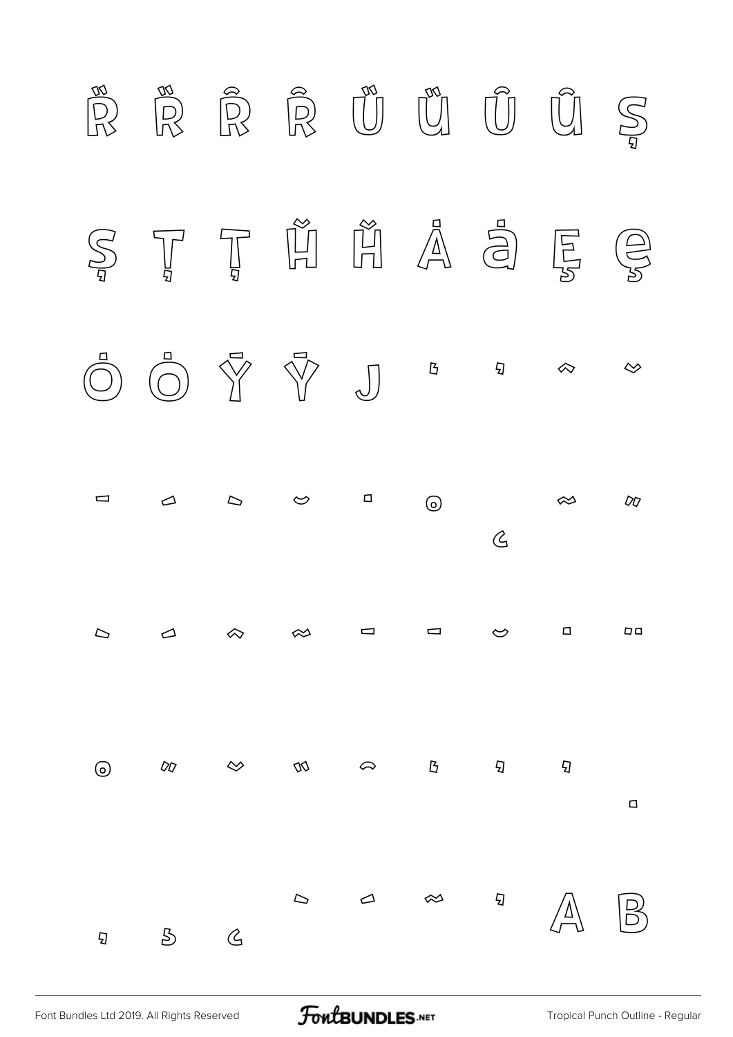Ȑ Ȑ Ȓ Ȓ Ȕ Ȕ Ȗ Ȗ Ș

Ș Ț Ț Ȟ Ȟ Ȧ ȧ Ȩ ȩ

Ȯ Ȯ Ȳ Ȳ J ʻ ʼ ˆ ˇ

ˉ ˊ ˋ ˘ ˙ ˚ ˛ ˜ ˝

ˋ ˊ ˆ ˜ ˉ ˉ ˘ ˙ ¨

˚ ˝ ˇ ̏ ̑ ʻ ʼ ʼ ̣

̦ ̧ ̨ ˋ ˊ ˜ ʼ A B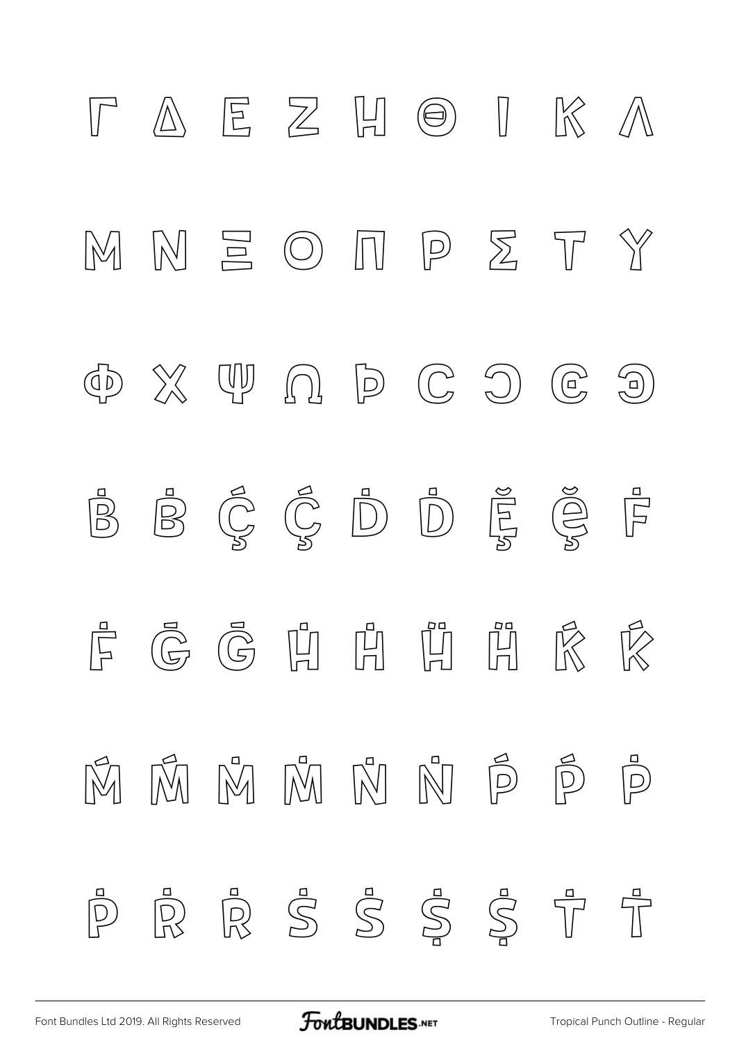Γ Δ Ε Ζ Η Θ Ι Κ Λ

Μ Ν Ξ Ο Π Ρ Σ Τ Υ

Φ Χ Ψ Ω Þ Ͼ Ͽ Ͼ Ͽ

Ḃ Ḃ Ḉ Ḉ Ḋ Ḋ Ḝ Ḝ Ḟ

Ḟ Ḡ Ḡ Ḣ Ḣ Ḧ Ḧ Ḱ Ḱ

Ḿ Ḿ Ṁ Ṁ Ṅ Ṅ Ṕ Ṕ Ṗ

Ṗ Ṙ Ṙ Ṡ Ṡ Ṩ Ṩ Ṫ Ṫ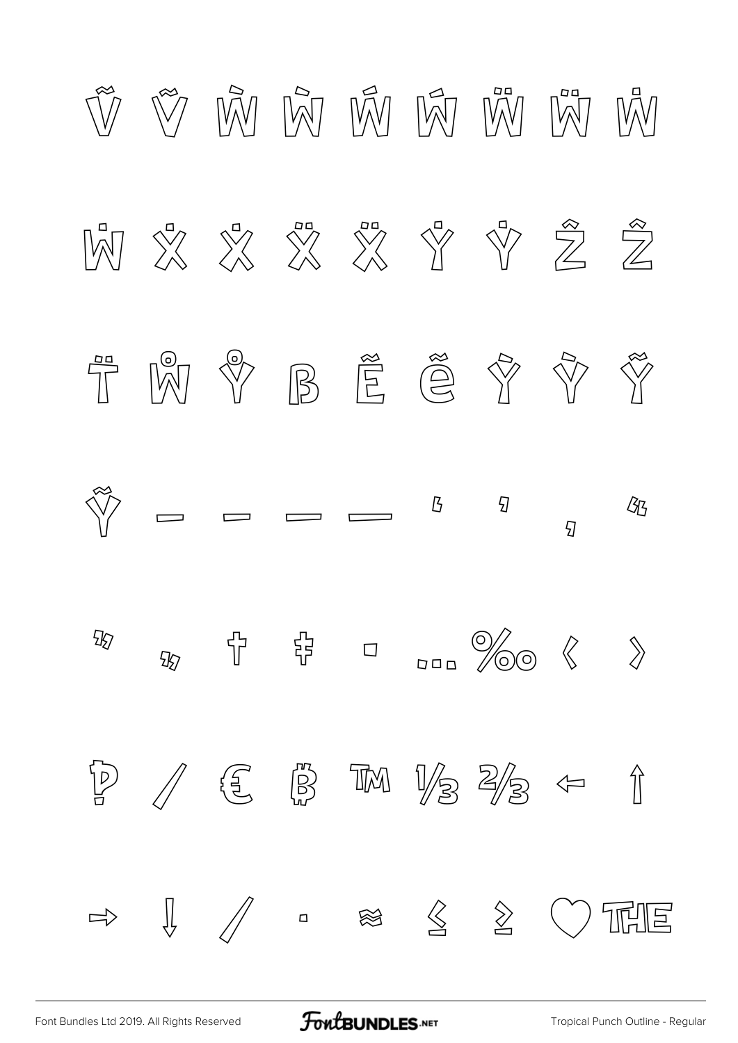Ṽ Ṽ Ẁ Ẁ Ẃ Ẃ Ẅ Ẅ Ẇ

Ẇ Ẋ Ẋ Ẍ Ẍ Ẏ Ẏ Ẑ Ẑ

T̈ W̊ Y̊ ẞ Ẽ ẽ Ỳ Ỳ Ỹ

Ỹ ‒ – — ― ‘ ’ ‚ “

” „ † ‡ • … ‰ ‹ ›

₱ ⁄ € ₿ ™ ⅓ ⅔ ← ↑

→ ↓ ∕ ∙ ≈ ≤ ≥ ♡ THE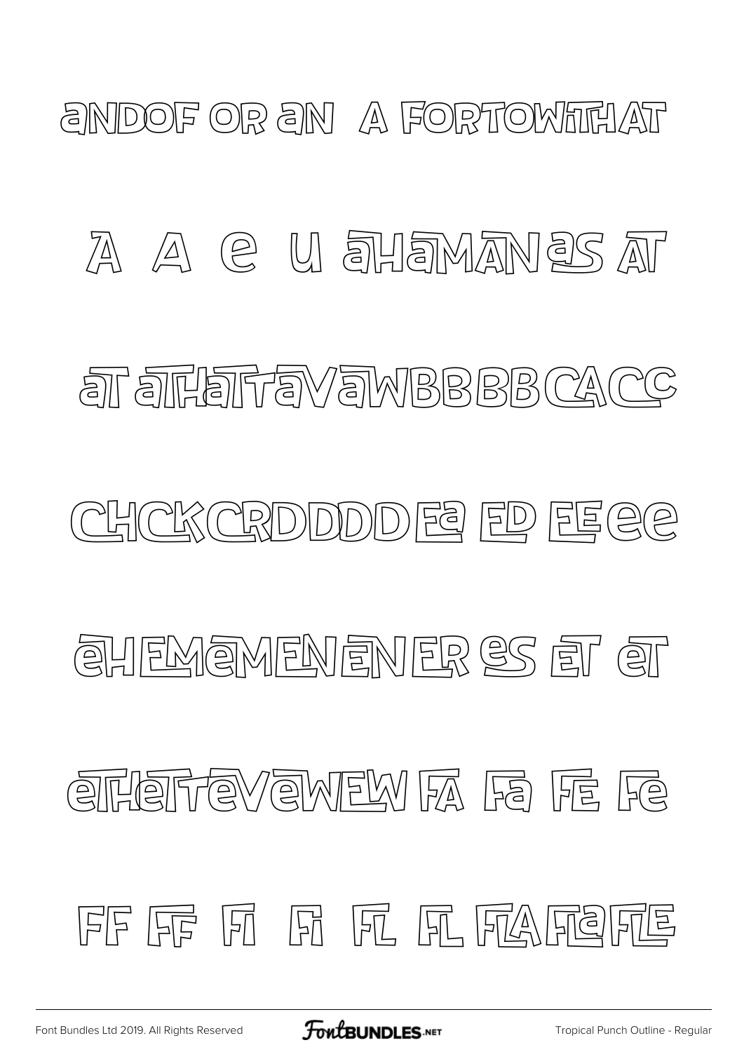aNDOF OR aN A FORTOWITHAT

A A e U aHaMANaS AT

aT aTHaTTaVaWBBBBBCACC

CHCKCRDDDDEa ED EEee

eHEMeMENeNERes ET eT

eTHeTTeVeWEW FA Fa FE Fe

FF FF FI Fi FL FL FLAFLaFLE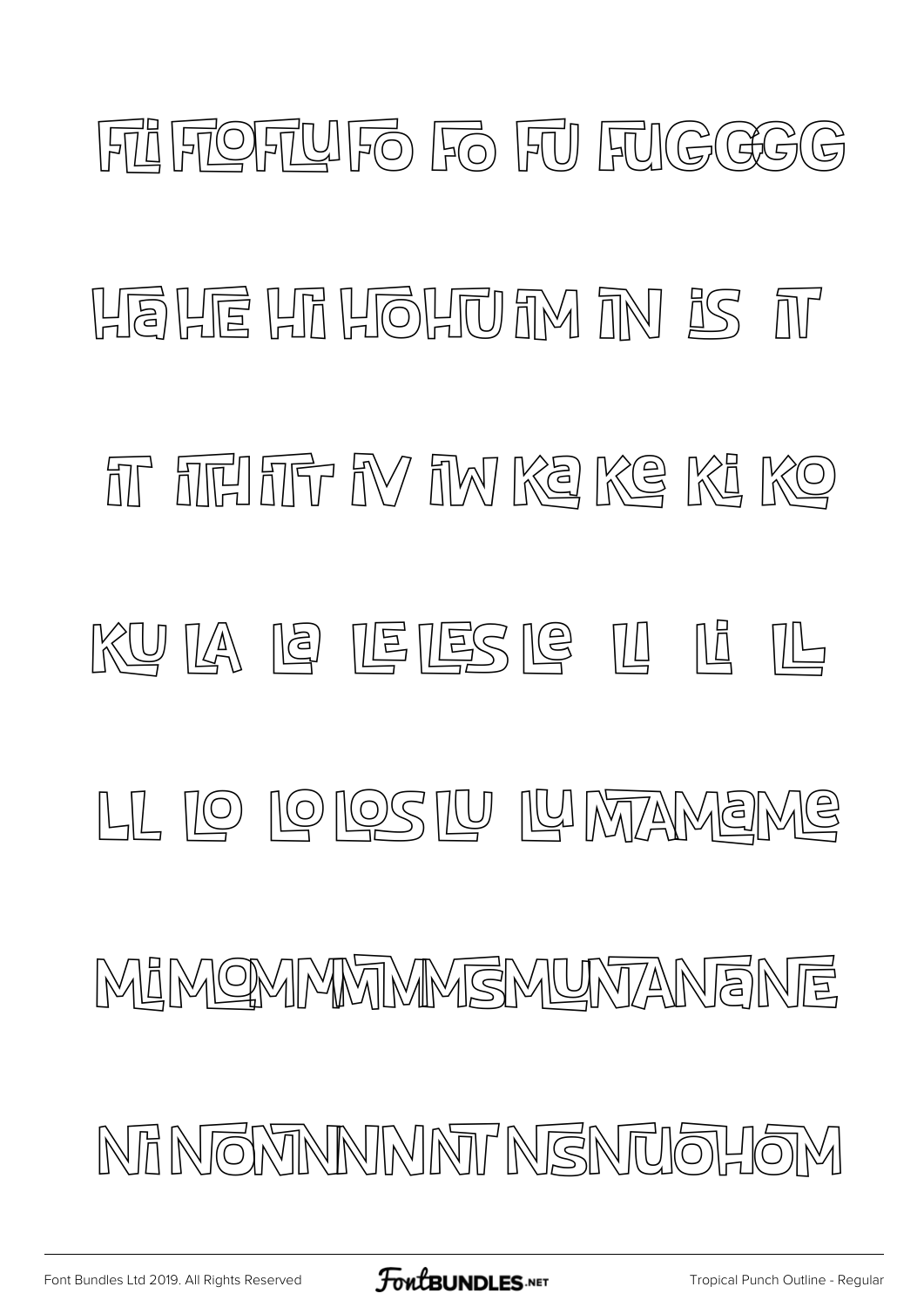FLi FLOFLU FO FO FU FUGGGG

Ha HE Hi HOHU iM iN iS iT

iT iTH iTT iV iW Ka Ke Ki KO

KU LA La LE LES Le LI Li LL

LL LO LO LOS LU LU MTAMaMe

MiMOMMMTMMSMUNTANaNE

NiNONTNNNNTNSNTUOHOM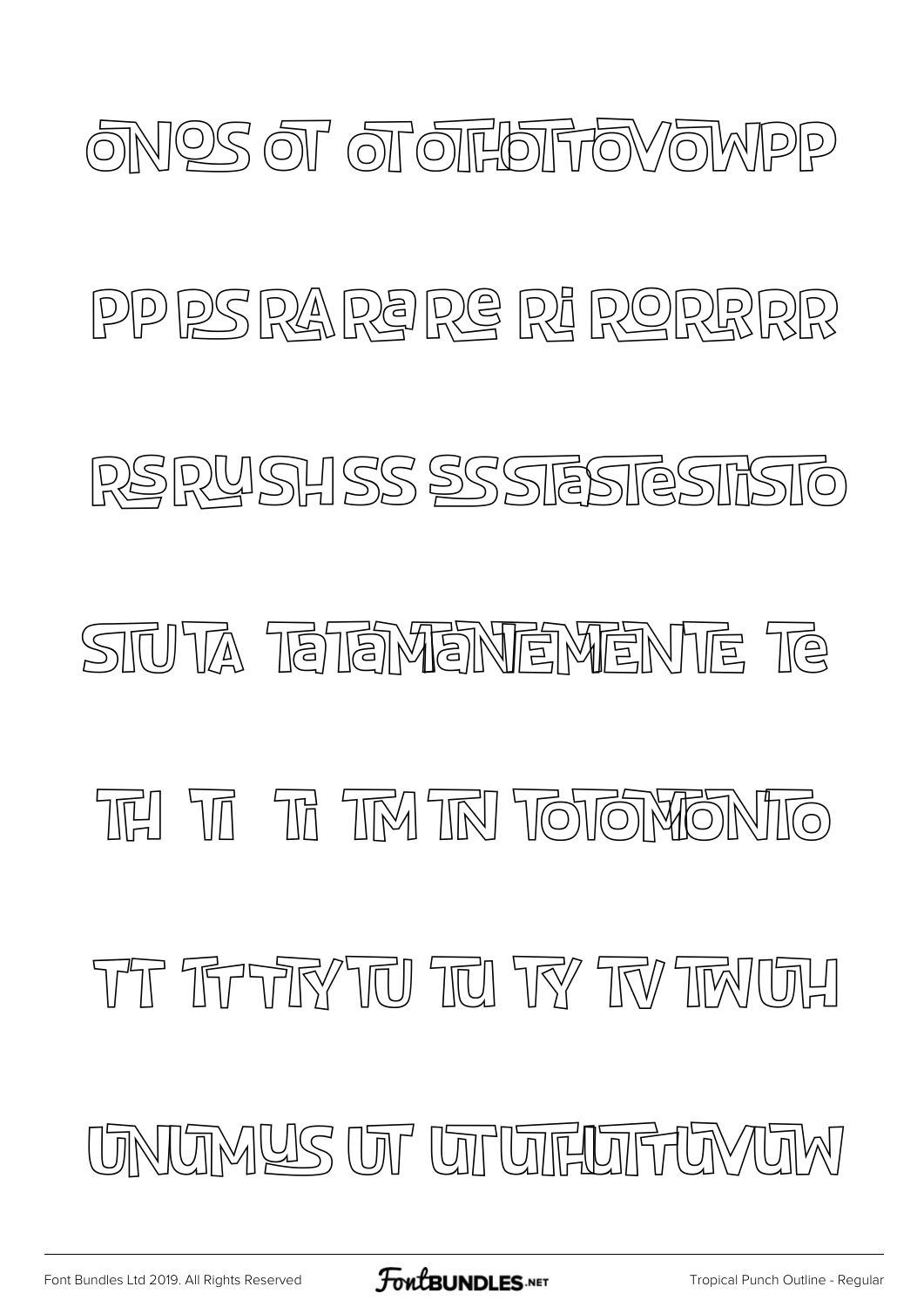ONOS OT OTOTHOTTOVOWPP

PP PS RA Ra Re Ri RORRRR

RS RU SH SS SS STaSTeSTiSTO

STU TA TaTaMaNEMENTE Te

TH TI Ti TM TN TOTOMONTO

TT TTTTYTU TU TY TV TWUH

UNUMUS UT UTUTHUTTUVUW

Font Bundles Ltd 2019. All Rights Reserved

Tropical Punch Outline - Regular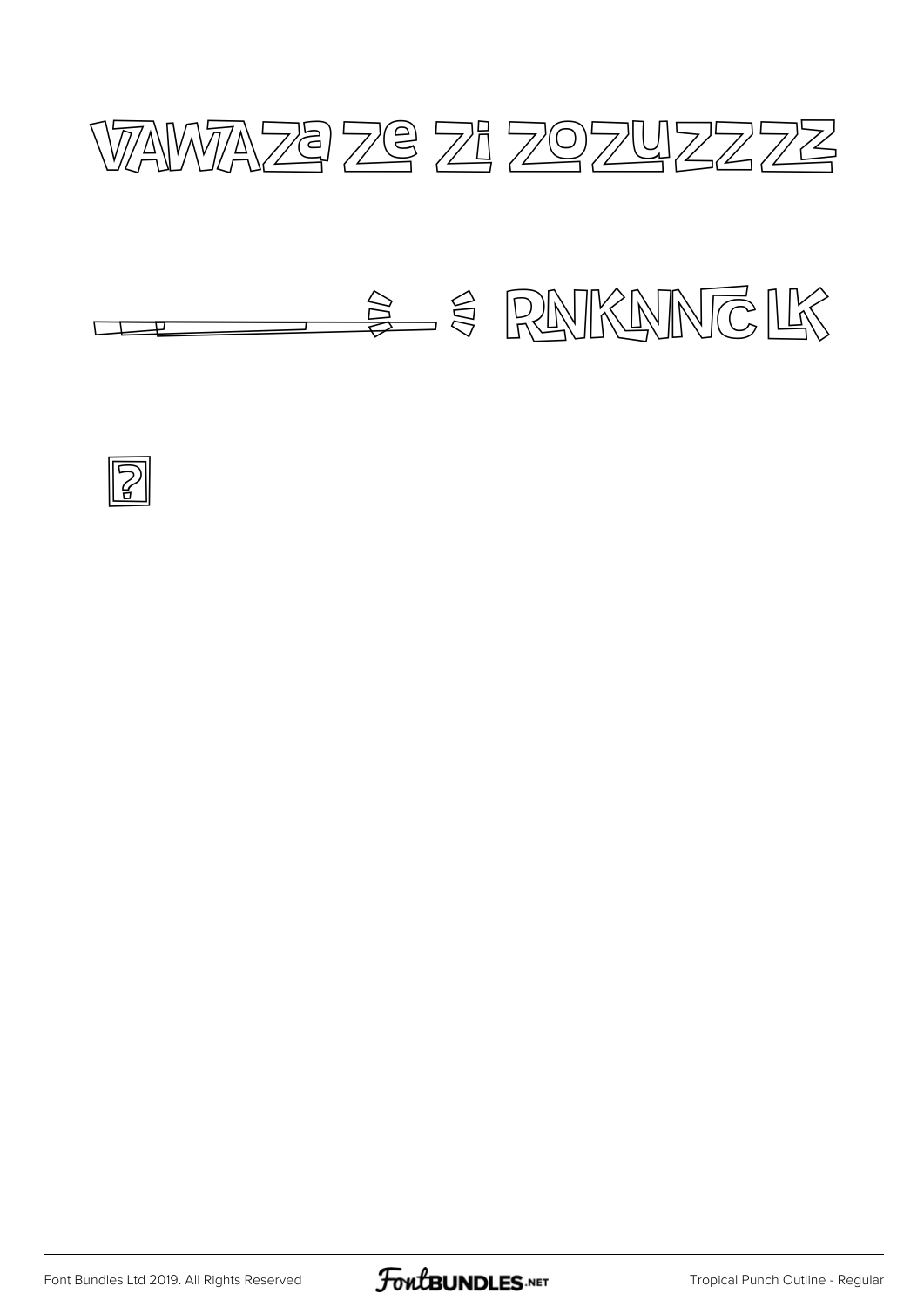VAWAZa Ze Zi ZOZUZZZZ

ȋ ȋ RNKNNC LK

?